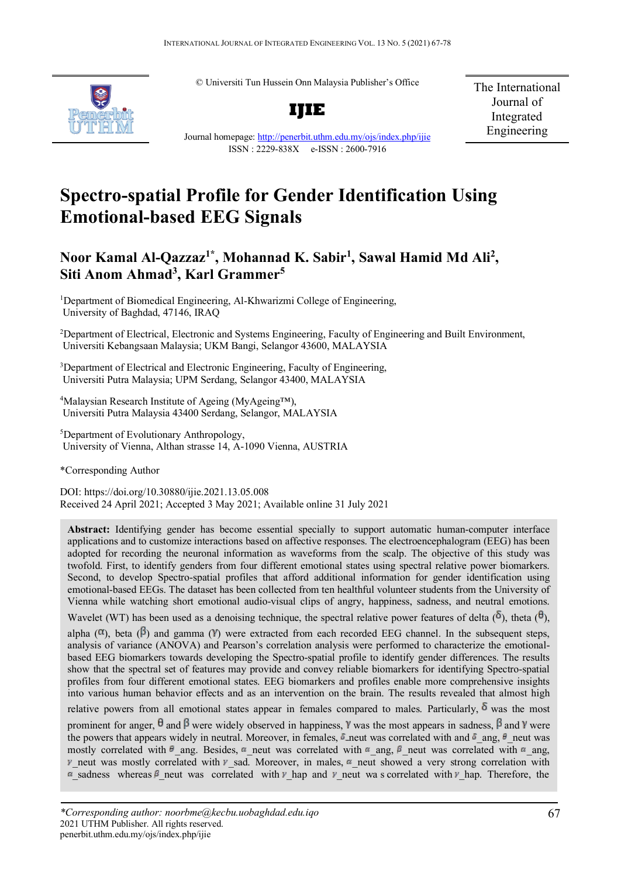© Universiti Tun Hussein Onn Malaysia Publisher's Office

**IJIE**

Journal homepage: http://penerbit.uthm.edu.my/ojs/index.php/ijie

ISSN : 2229-838X e-ISSN : 2600-7916

The International Journal of Integrated Engineering

# Spectro-spatial Profile for Gender Identification Using Emotional-based EEG Signals

**Noor Kamal Al-Qazzaz[1*], Mohannad K. Sabir[1], Sawal Hamid Md Ali[2], Siti Anom Ahmad[3], Karl Grammer[5]**

[1]Department of Biomedical Engineering, Al-Khwarizmi College of Engineering, University of Baghdad, 47146, IRAQ

[2]Department of Electrical, Electronic and Systems Engineering, Faculty of Engineering and Built Environment, Universiti Kebangsaan Malaysia; UKM Bangi, Selangor 43600, MALAYSIA

[3]Department of Electrical and Electronic Engineering, Faculty of Engineering, Universiti Putra Malaysia; UPM Serdang, Selangor 43400, MALAYSIA

[4]Malaysian Research Institute of Ageing (MyAgeing™), Universiti Putra Malaysia 43400 Serdang, Selangor, MALAYSIA

[5]Department of Evolutionary Anthropology, University of Vienna, Althan strasse 14, A-1090 Vienna, AUSTRIA

*Corresponding Author

DOI: https://doi.org/10.30880/ijie.2021.13.05.008

Received 24 April 2021; Accepted 3 May 2021; Available online 31 July 2021

**Abstract:** Identifying gender has become essential specially to support automatic human-computer interface applications and to customize interactions based on affective responses. The electroencephalogram (EEG) has been adopted for recording the neuronal information as waveforms from the scalp. The objective of this study was twofold. First, to identify genders from four different emotional states using spectral relative power biomarkers. Second, to develop Spectro-spatial profiles that afford additional information for gender identification using emotional-based EEGs. The dataset has been collected from ten healthful volunteer students from the University of Vienna while watching short emotional audio-visual clips of angry, happiness, sadness, and neutral emotions. Wavelet (WT) has been used as a denoising technique, the spectral relative power features of delta ($\delta$), theta ($\theta$), alpha ($\alpha$), beta ($\beta$) and gamma ($\gamma$) were extracted from each recorded EEG channel. In the subsequent steps, analysis of variance (ANOVA) and Pearson's correlation analysis were performed to characterize the emotional-based EEG biomarkers towards developing the Spectro-spatial profile to identify gender differences. The results show that the spectral set of features may provide and convey reliable biomarkers for identifying Spectro-spatial profiles from four different emotional states. EEG biomarkers and profiles enable more comprehensive insights into various human behavior effects and as an intervention on the brain. The results revealed that almost high relative powers from all emotional states appear in females compared to males. Particularly, $\delta$ was the most prominent for anger, $\theta$ and $\beta$ were widely observed in happiness, $\gamma$ was the most appears in sadness, $\beta$ and $\gamma$ were the powers that appears widely in neutral. Moreover, in females, $\delta$_neut was correlated with and $\delta$_ang, $\theta$_neut was mostly correlated with $\theta$_ang. Besides, $\alpha$_neut was correlated with $\alpha$_ang, $\beta$_neut was correlated with $\alpha$_ang, $\gamma$_neut was mostly correlated with $\gamma$_sad. Moreover, in males, $\alpha$_neut showed a very strong correlation with $\alpha$_sadness whereas $\beta$_neut was correlated with $\gamma$_hap and $\gamma$_neut wa s correlated with $\gamma$_hap. Therefore, the

*Corresponding author: noorbme@kecbu.uobaghdad.edu.iqo
2021 UTHM Publisher. All rights reserved.
penerbit.uthm.edu.my/ojs/index.php/ijie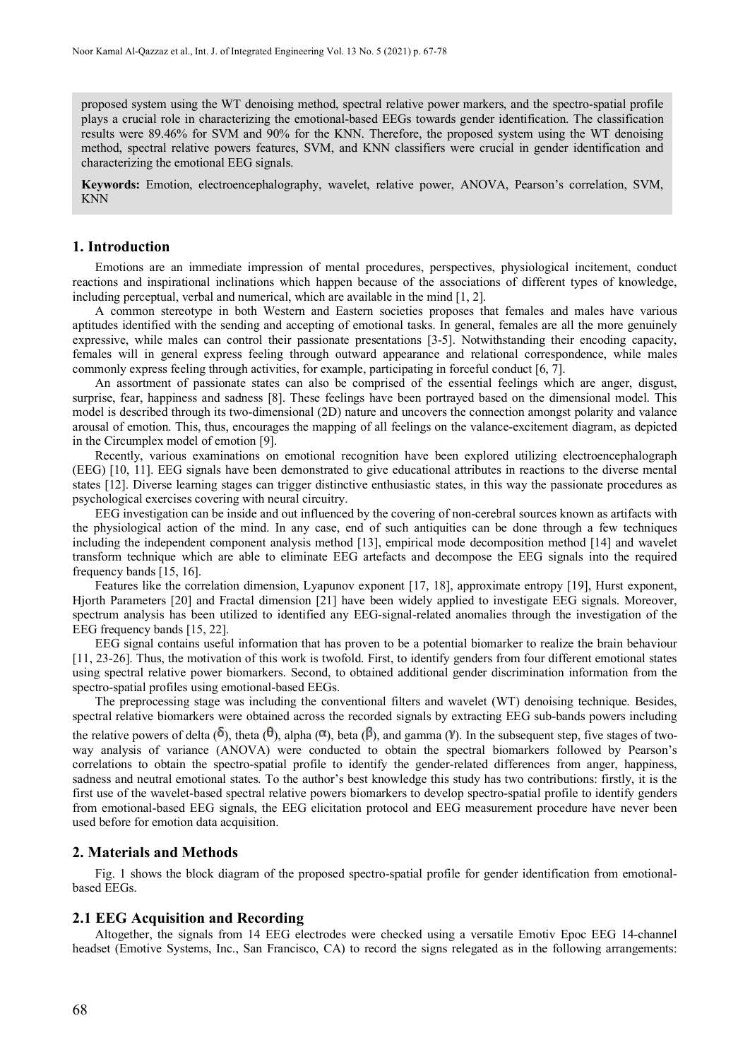proposed system using the WT denoising method, spectral relative power markers, and the spectro-spatial profile plays a crucial role in characterizing the emotional-based EEGs towards gender identification. The classification results were 89.46% for SVM and 90% for the KNN. Therefore, the proposed system using the WT denoising method, spectral relative powers features, SVM, and KNN classifiers were crucial in gender identification and characterizing the emotional EEG signals.

**Keywords:** Emotion, electroencephalography, wavelet, relative power, ANOVA, Pearson's correlation, SVM, KNN

## 1. Introduction

Emotions are an immediate impression of mental procedures, perspectives, physiological incitement, conduct reactions and inspirational inclinations which happen because of the associations of different types of knowledge, including perceptual, verbal and numerical, which are available in the mind [1, 2].

A common stereotype in both Western and Eastern societies proposes that females and males have various aptitudes identified with the sending and accepting of emotional tasks. In general, females are all the more genuinely expressive, while males can control their passionate presentations [3-5]. Notwithstanding their encoding capacity, females will in general express feeling through outward appearance and relational correspondence, while males commonly express feeling through activities, for example, participating in forceful conduct [6, 7].

An assortment of passionate states can also be comprised of the essential feelings which are anger, disgust, surprise, fear, happiness and sadness [8]. These feelings have been portrayed based on the dimensional model. This model is described through its two-dimensional (2D) nature and uncovers the connection amongst polarity and valance arousal of emotion. This, thus, encourages the mapping of all feelings on the valance-excitement diagram, as depicted in the Circumplex model of emotion [9].

Recently, various examinations on emotional recognition have been explored utilizing electroencephalograph (EEG) [10, 11]. EEG signals have been demonstrated to give educational attributes in reactions to the diverse mental states [12]. Diverse learning stages can trigger distinctive enthusiastic states, in this way the passionate procedures as psychological exercises covering with neural circuitry.

EEG investigation can be inside and out influenced by the covering of non-cerebral sources known as artifacts with the physiological action of the mind. In any case, end of such antiquities can be done through a few techniques including the independent component analysis method [13], empirical mode decomposition method [14] and wavelet transform technique which are able to eliminate EEG artefacts and decompose the EEG signals into the required frequency bands [15, 16].

Features like the correlation dimension, Lyapunov exponent [17, 18], approximate entropy [19], Hurst exponent, Hjorth Parameters [20] and Fractal dimension [21] have been widely applied to investigate EEG signals. Moreover, spectrum analysis has been utilized to identified any EEG-signal-related anomalies through the investigation of the EEG frequency bands [15, 22].

EEG signal contains useful information that has proven to be a potential biomarker to realize the brain behaviour [11, 23-26]. Thus, the motivation of this work is twofold. First, to identify genders from four different emotional states using spectral relative power biomarkers. Second, to obtained additional gender discrimination information from the spectro-spatial profiles using emotional-based EEGs.

The preprocessing stage was including the conventional filters and wavelet (WT) denoising technique. Besides, spectral relative biomarkers were obtained across the recorded signals by extracting EEG sub-bands powers including the relative powers of delta ($\delta$), theta ($\theta$), alpha ($\alpha$), beta ($\beta$), and gamma ($\gamma$). In the subsequent step, five stages of two-way analysis of variance (ANOVA) were conducted to obtain the spectral biomarkers followed by Pearson's correlations to obtain the spectro-spatial profile to identify the gender-related differences from anger, happiness, sadness and neutral emotional states. To the author's best knowledge this study has two contributions: firstly, it is the first use of the wavelet-based spectral relative powers biomarkers to develop spectro-spatial profile to identify genders from emotional-based EEG signals, the EEG elicitation protocol and EEG measurement procedure have never been used before for emotion data acquisition.

## 2. Materials and Methods

Fig. 1 shows the block diagram of the proposed spectro-spatial profile for gender identification from emotional-based EEGs.

### 2.1 EEG Acquisition and Recording

Altogether, the signals from 14 EEG electrodes were checked using a versatile Emotiv Epoc EEG 14-channel headset (Emotive Systems, Inc., San Francisco, CA) to record the signs relegated as in the following arrangements: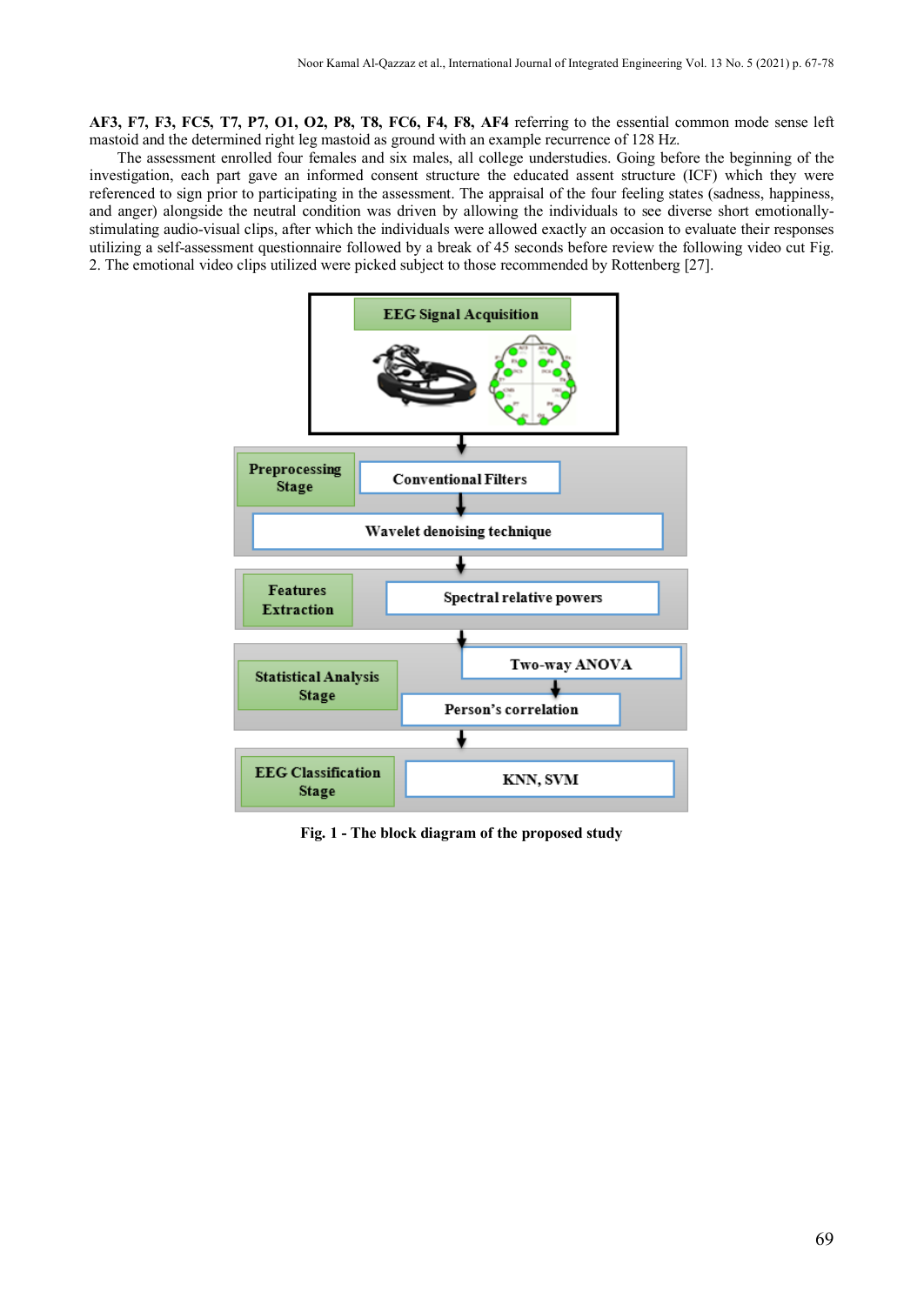**AF3, F7, F3, FC5, T7, P7, O1, O2, P8, T8, FC6, F4, F8, AF4** referring to the essential common mode sense left mastoid and the determined right leg mastoid as ground with an example recurrence of 128 Hz.

The assessment enrolled four females and six males, all college understudies. Going before the beginning of the investigation, each part gave an informed consent structure the educated assent structure (ICF) which they were referenced to sign prior to participating in the assessment. The appraisal of the four feeling states (sadness, happiness, and anger) alongside the neutral condition was driven by allowing the individuals to see diverse short emotionally-stimulating audio-visual clips, after which the individuals were allowed exactly an occasion to evaluate their responses utilizing a self-assessment questionnaire followed by a break of 45 seconds before review the following video cut Fig. 2. The emotional video clips utilized were picked subject to those recommended by Rottenberg [27].

**Fig. 1 - The block diagram of the proposed study**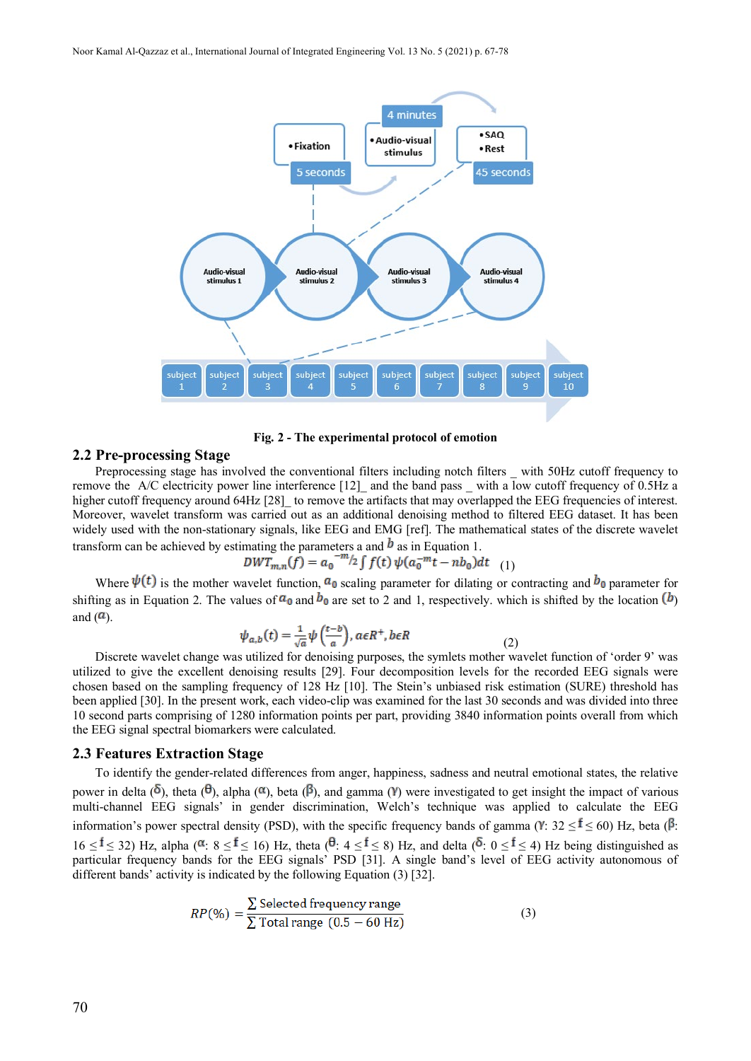Fig. 2 - The experimental protocol of emotion

## 2.2 Pre-processing Stage

Preprocessing stage has involved the conventional filters including notch filters _ with 50Hz cutoff frequency to remove the A/C electricity power line interference [12]_ and the band pass _ with a low cutoff frequency of 0.5Hz a higher cutoff frequency around 64Hz [28]_ to remove the artifacts that may overlapped the EEG frequencies of interest. Moreover, wavelet transform was carried out as an additional denoising method to filtered EEG dataset. It has been widely used with the non-stationary signals, like EEG and EMG [ref]. The mathematical states of the discrete wavelet transform can be achieved by estimating the parameters a and $b$ as in Equation 1.

$$DWT_{m,n}(f) = a_0^{-m/2} \int f(t)\, \psi(a_0^{-m} t - nb_0) dt \quad (1)$$

Where $\psi(t)$ is the mother wavelet function, $a_0$ scaling parameter for dilating or contracting and $b_0$ parameter for shifting as in Equation 2. The values of $a_0$ and $b_0$ are set to 2 and 1, respectively. which is shifted by the location ($b$) and ($a$).

$$\psi_{a,b}(t) = \frac{1}{\sqrt{a}} \psi\left(\frac{t-b}{a}\right), a\epsilon R^{+}, b\epsilon R \quad (2)$$

Discrete wavelet change was utilized for denoising purposes, the symlets mother wavelet function of 'order 9' was utilized to give the excellent denoising results [29]. Four decomposition levels for the recorded EEG signals were chosen based on the sampling frequency of 128 Hz [10]. The Stein's unbiased risk estimation (SURE) threshold has been applied [30]. In the present work, each video-clip was examined for the last 30 seconds and was divided into three 10 second parts comprising of 1280 information points per part, providing 3840 information points overall from which the EEG signal spectral biomarkers were calculated.

## 2.3 Features Extraction Stage

To identify the gender-related differences from anger, happiness, sadness and neutral emotional states, the relative power in delta ($\delta$), theta ($\theta$), alpha ($\alpha$), beta ($\beta$), and gamma ($\gamma$) were investigated to get insight the impact of various multi-channel EEG signals' in gender discrimination, Welch's technique was applied to calculate the EEG information's power spectral density (PSD), with the specific frequency bands of gamma ($\gamma$: $32 \leq f \leq 60$) Hz, beta ($\beta$: $16 \leq f \leq 32$) Hz, alpha ($\alpha$: $8 \leq f \leq 16$) Hz, theta ($\theta$: $4 \leq f \leq 8$) Hz, and delta ($\delta$: $0 \leq f \leq 4$) Hz being distinguished as particular frequency bands for the EEG signals' PSD [31]. A single band's level of EEG activity autonomous of different bands' activity is indicated by the following Equation (3) [32].

$$RP(\%) = \frac{\sum \text{Selected frequency range}}{\sum \text{Total range } (0.5 - 60 \text{ Hz})} \quad (3)$$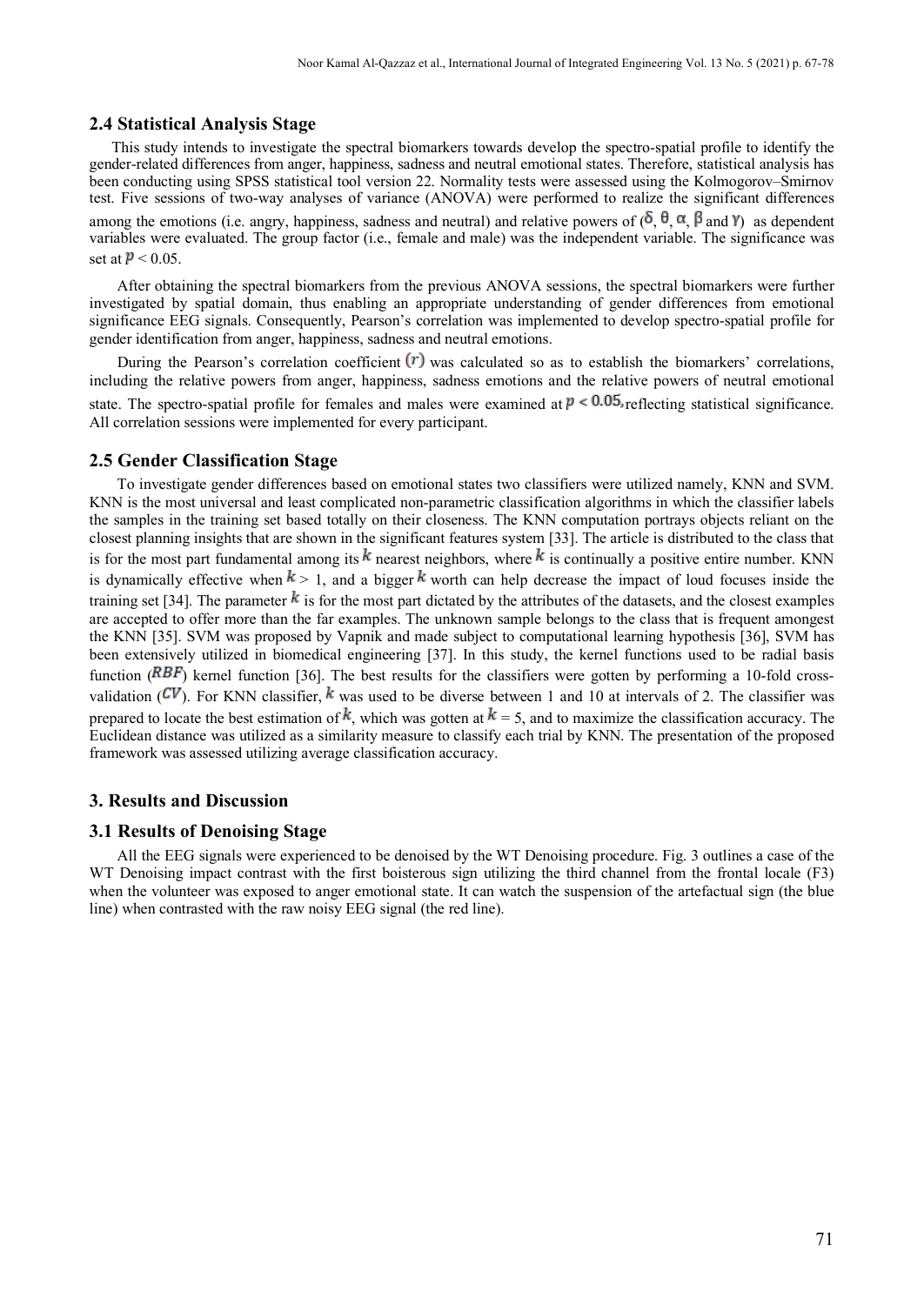## 2.4 Statistical Analysis Stage

This study intends to investigate the spectral biomarkers towards develop the spectro-spatial profile to identify the gender-related differences from anger, happiness, sadness and neutral emotional states. Therefore, statistical analysis has been conducting using SPSS statistical tool version 22. Normality tests were assessed using the Kolmogorov–Smirnov test. Five sessions of two-way analyses of variance (ANOVA) were performed to realize the significant differences among the emotions (i.e. angry, happiness, sadness and neutral) and relative powers of ($\delta$, $\theta$, $\alpha$, $\beta$ and $\gamma$) as dependent variables were evaluated. The group factor (i.e., female and male) was the independent variable. The significance was set at $p < 0.05$.

After obtaining the spectral biomarkers from the previous ANOVA sessions, the spectral biomarkers were further investigated by spatial domain, thus enabling an appropriate understanding of gender differences from emotional significance EEG signals. Consequently, Pearson's correlation was implemented to develop spectro-spatial profile for gender identification from anger, happiness, sadness and neutral emotions.

During the Pearson's correlation coefficient $(r)$ was calculated so as to establish the biomarkers' correlations, including the relative powers from anger, happiness, sadness emotions and the relative powers of neutral emotional state. The spectro-spatial profile for females and males were examined at $p < 0.05$, reflecting statistical significance. All correlation sessions were implemented for every participant.

## 2.5 Gender Classification Stage

To investigate gender differences based on emotional states two classifiers were utilized namely, KNN and SVM. KNN is the most universal and least complicated non-parametric classification algorithms in which the classifier labels the samples in the training set based totally on their closeness. The KNN computation portrays objects reliant on the closest planning insights that are shown in the significant features system [33]. The article is distributed to the class that is for the most part fundamental among its $k$ nearest neighbors, where $k$ is continually a positive entire number. KNN is dynamically effective when $k > 1$, and a bigger $k$ worth can help decrease the impact of loud focuses inside the training set [34]. The parameter $k$ is for the most part dictated by the attributes of the datasets, and the closest examples are accepted to offer more than the far examples. The unknown sample belongs to the class that is frequent amongest the KNN [35]. SVM was proposed by Vapnik and made subject to computational learning hypothesis [36], SVM has been extensively utilized in biomedical engineering [37]. In this study, the kernel functions used to be radial basis function ($RBF$) kernel function [36]. The best results for the classifiers were gotten by performing a 10-fold cross-validation ($CV$). For KNN classifier, $k$ was used to be diverse between 1 and 10 at intervals of 2. The classifier was prepared to locate the best estimation of $k$, which was gotten at $k = 5$, and to maximize the classification accuracy. The Euclidean distance was utilized as a similarity measure to classify each trial by KNN. The presentation of the proposed framework was assessed utilizing average classification accuracy.

# 3. Results and Discussion

## 3.1 Results of Denoising Stage

All the EEG signals were experienced to be denoised by the WT Denoising procedure. Fig. 3 outlines a case of the WT Denoising impact contrast with the first boisterous sign utilizing the third channel from the frontal locale (F3) when the volunteer was exposed to anger emotional state. It can watch the suspension of the artefactual sign (the blue line) when contrasted with the raw noisy EEG signal (the red line).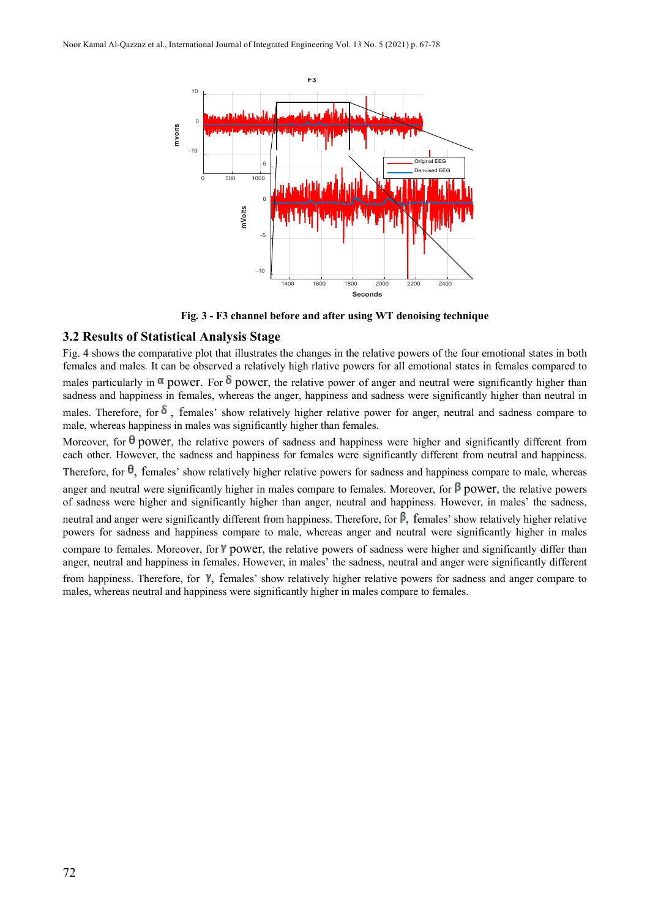**Fig. 3 - F3 channel before and after using WT denoising technique**

### 3.2 Results of Statistical Analysis Stage

Fig. 4 shows the comparative plot that illustrates the changes in the relative powers of the four emotional states in both females and males. It can be observed a relatively high rlative powers for all emotional states in females compared to males particularly in $\alpha$ power. For $\delta$ power, the relative power of anger and neutral were significantly higher than sadness and happiness in females, whereas the anger, happiness and sadness were significantly higher than neutral in males. Therefore, for $\delta$ , females' show relatively higher relative power for anger, neutral and sadness compare to male, whereas happiness in males was significantly higher than females.

Moreover, for $\theta$ power, the relative powers of sadness and happiness were higher and significantly different from each other. However, the sadness and happiness for females were significantly different from neutral and happiness. Therefore, for $\theta$, females' show relatively higher relative powers for sadness and happiness compare to male, whereas anger and neutral were significantly higher in males compare to females. Moreover, for $\beta$ power, the relative powers of sadness were higher and significantly higher than anger, neutral and happiness. However, in males' the sadness, neutral and anger were significantly different from happiness. Therefore, for $\beta$, females' show relatively higher relative powers for sadness and happiness compare to male, whereas anger and neutral were significantly higher in males compare to females. Moreover, for $\gamma$ power, the relative powers of sadness were higher and significantly differ than anger, neutral and happiness in females. However, in males' the sadness, neutral and anger were significantly different from happiness. Therefore, for $\gamma$, females' show relatively higher relative powers for sadness and anger compare to males, whereas neutral and happiness were significantly higher in males compare to females.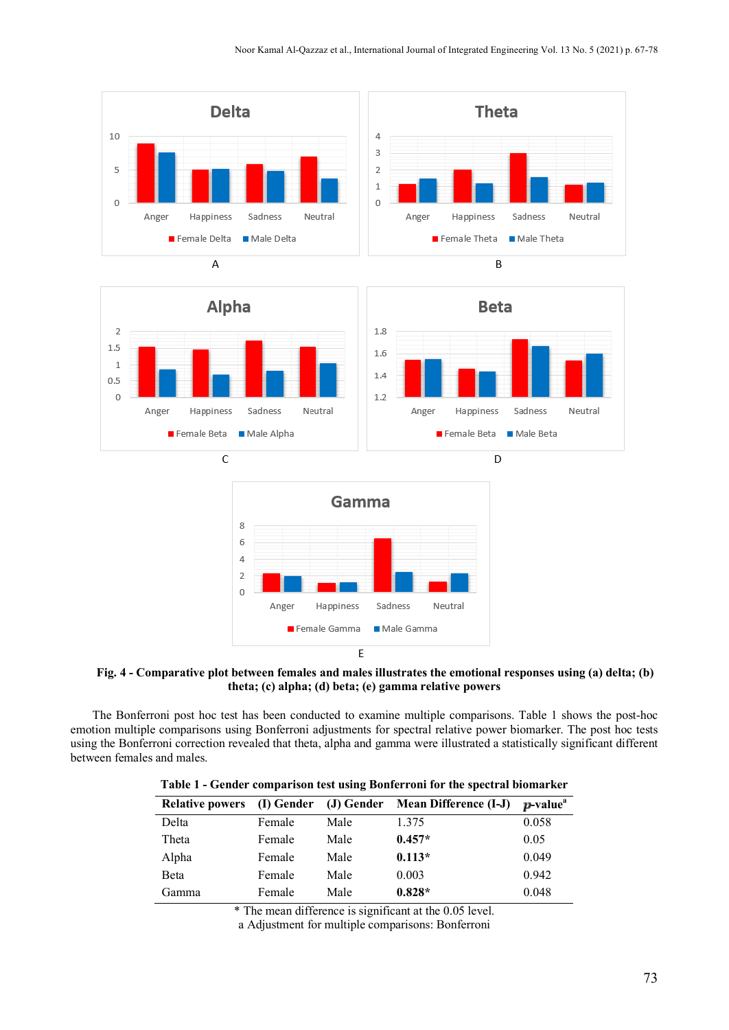Fig. 4 - Comparative plot between females and males illustrates the emotional responses using (a) delta; (b) theta; (c) alpha; (d) beta; (e) gamma relative powers

The Bonferroni post hoc test has been conducted to examine multiple comparisons. Table 1 shows the post-hoc emotion multiple comparisons using Bonferroni adjustments for spectral relative power biomarker. The post hoc tests using the Bonferroni correction revealed that theta, alpha and gamma were illustrated a statistically significant different between females and males.

**Table 1 - Gender comparison test using Bonferroni for the spectral biomarker**

| Relative powers | (I) Gender | (J) Gender | Mean Difference (I-J) | *p*-value[a] |
|---|---|---|---|---|
| Delta | Female | Male | 1.375 | 0.058 |
| Theta | Female | Male | **0.457*** | 0.05 |
| Alpha | Female | Male | **0.113*** | 0.049 |
| Beta | Female | Male | 0.003 | 0.942 |
| Gamma | Female | Male | **0.828*** | 0.048 |

* The mean difference is significant at the 0.05 level.
a Adjustment for multiple comparisons: Bonferroni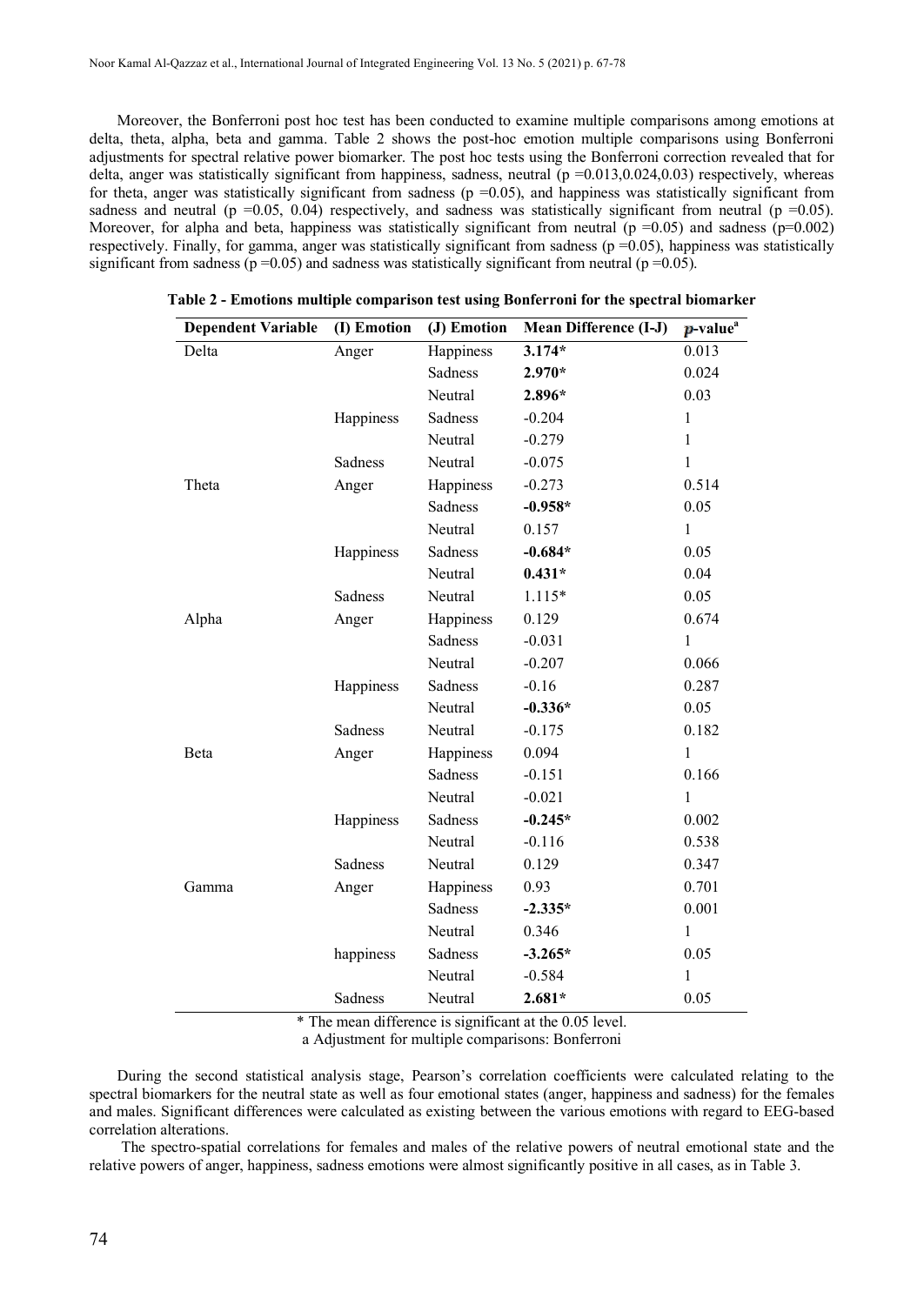Moreover, the Bonferroni post hoc test has been conducted to examine multiple comparisons among emotions at delta, theta, alpha, beta and gamma. Table 2 shows the post-hoc emotion multiple comparisons using Bonferroni adjustments for spectral relative power biomarker. The post hoc tests using the Bonferroni correction revealed that for delta, anger was statistically significant from happiness, sadness, neutral ($p = 0.013, 0.024, 0.03$) respectively, whereas for theta, anger was statistically significant from sadness ($p = 0.05$), and happiness was statistically significant from sadness and neutral ($p = 0.05$, $0.04$) respectively, and sadness was statistically significant from neutral ($p = 0.05$). Moreover, for alpha and beta, happiness was statistically significant from neutral ($p = 0.05$) and sadness ($p = 0.002$) respectively. Finally, for gamma, anger was statistically significant from sadness ($p = 0.05$), happiness was statistically significant from sadness ($p = 0.05$) and sadness was statistically significant from neutral ($p = 0.05$).

**Table 2 - Emotions multiple comparison test using Bonferroni for the spectral biomarker**

| Dependent Variable | (I) Emotion | (J) Emotion | Mean Difference (I-J) | $p$-value[a] |
|---|---|---|---|---|
| Delta | Anger | Happiness | **3.174*** | 0.013 |
| | | Sadness | **2.970*** | 0.024 |
| | | Neutral | **2.896*** | 0.03 |
| | Happiness | Sadness | -0.204 | 1 |
| | | Neutral | -0.279 | 1 |
| | Sadness | Neutral | -0.075 | 1 |
| Theta | Anger | Happiness | -0.273 | 0.514 |
| | | Sadness | **-0.958*** | 0.05 |
| | | Neutral | 0.157 | 1 |
| | Happiness | Sadness | **-0.684*** | 0.05 |
| | | Neutral | **0.431*** | 0.04 |
| | Sadness | Neutral | 1.115* | 0.05 |
| Alpha | Anger | Happiness | 0.129 | 0.674 |
| | | Sadness | -0.031 | 1 |
| | | Neutral | -0.207 | 0.066 |
| | Happiness | Sadness | -0.16 | 0.287 |
| | | Neutral | **-0.336*** | 0.05 |
| | Sadness | Neutral | -0.175 | 0.182 |
| Beta | Anger | Happiness | 0.094 | 1 |
| | | Sadness | -0.151 | 0.166 |
| | | Neutral | -0.021 | 1 |
| | Happiness | Sadness | **-0.245*** | 0.002 |
| | | Neutral | -0.116 | 0.538 |
| | Sadness | Neutral | 0.129 | 0.347 |
| Gamma | Anger | Happiness | 0.93 | 0.701 |
| | | Sadness | **-2.335*** | 0.001 |
| | | Neutral | 0.346 | 1 |
| | happiness | Sadness | **-3.265*** | 0.05 |
| | | Neutral | -0.584 | 1 |
| | Sadness | Neutral | **2.681*** | 0.05 |

\* The mean difference is significant at the 0.05 level.
a Adjustment for multiple comparisons: Bonferroni

During the second statistical analysis stage, Pearson's correlation coefficients were calculated relating to the spectral biomarkers for the neutral state as well as four emotional states (anger, happiness and sadness) for the females and males. Significant differences were calculated as existing between the various emotions with regard to EEG-based correlation alterations.

The spectro-spatial correlations for females and males of the relative powers of neutral emotional state and the relative powers of anger, happiness, sadness emotions were almost significantly positive in all cases, as in Table 3.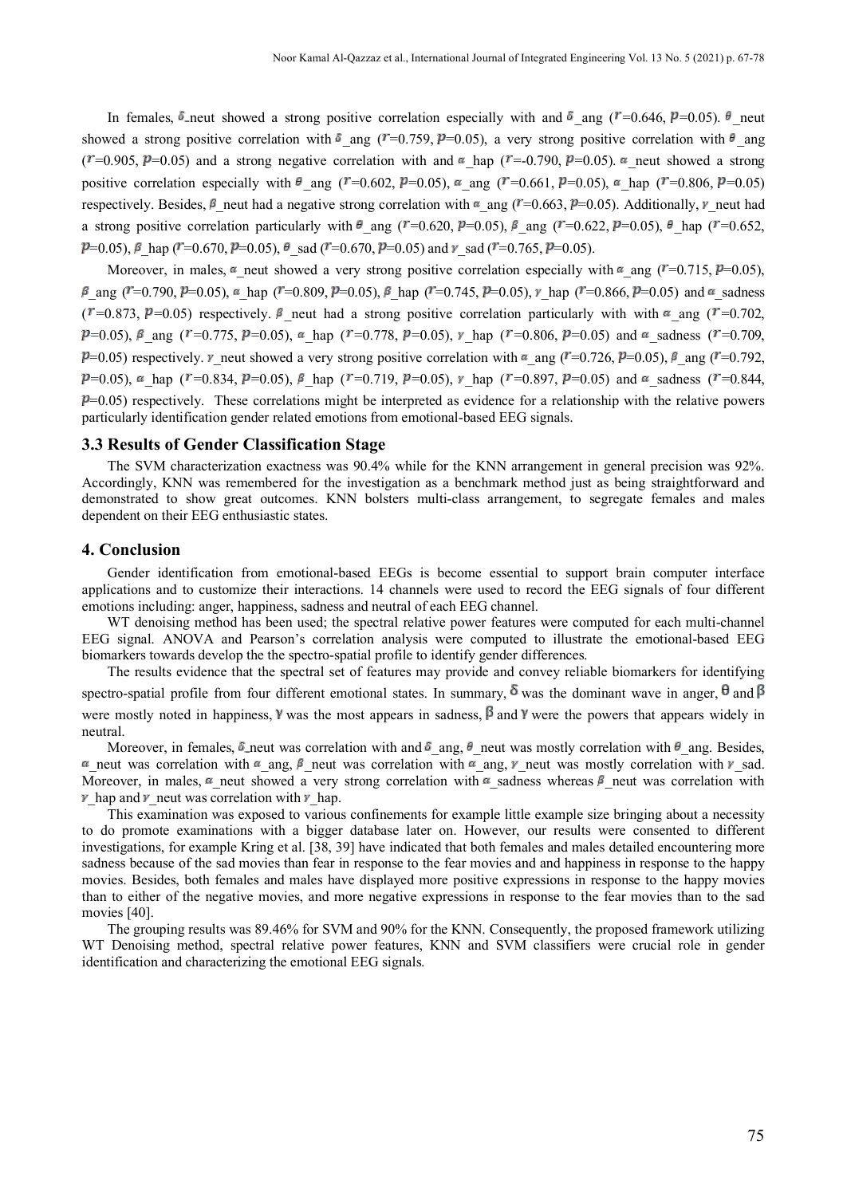In females, $\delta$_neut showed a strong positive correlation especially with and $\delta$_ang ($r$=0.646, $p$=0.05). $\theta$_neut showed a strong positive correlation with $\delta$_ang ($r$=0.759, $p$=0.05), a very strong positive correlation with $\theta$_ang ($r$=0.905, $p$=0.05) and a strong negative correlation with and $\alpha$_hap ($r$=-0.790, $p$=0.05). $\alpha$_neut showed a strong positive correlation especially with $\theta$_ang ($r$=0.602, $p$=0.05), $\alpha$_ang ($r$=0.661, $p$=0.05), $\alpha$_hap ($r$=0.806, $p$=0.05) respectively. Besides, $\beta$_neut had a negative strong correlation with $\alpha$_ang ($r$=0.663, $p$=0.05). Additionally, $\gamma$_neut had a strong positive correlation particularly with $\theta$_ang ($r$=0.620, $p$=0.05), $\beta$_ang ($r$=0.622, $p$=0.05), $\theta$_hap ($r$=0.652, $p$=0.05), $\beta$_hap ($r$=0.670, $p$=0.05), $\theta$_sad ($r$=0.670, $p$=0.05) and $\gamma$_sad ($r$=0.765, $p$=0.05).

Moreover, in males, $\alpha$_neut showed a very strong positive correlation especially with $\alpha$_ang ($r$=0.715, $p$=0.05), $\beta$_ang ($r$=0.790, $p$=0.05), $\alpha$_hap ($r$=0.809, $p$=0.05), $\beta$_hap ($r$=0.745, $p$=0.05), $\gamma$_hap ($r$=0.866, $p$=0.05) and $\alpha$_sadness ($r$=0.873, $p$=0.05) respectively. $\beta$_neut had a strong positive correlation particularly with with $\alpha$_ang ($r$=0.702, $p$=0.05), $\beta$_ang ($r$=0.775, $p$=0.05), $\alpha$_hap ($r$=0.778, $p$=0.05), $\gamma$_hap ($r$=0.806, $p$=0.05) and $\alpha$_sadness ($r$=0.709, $p$=0.05) respectively. $\gamma$_neut showed a very strong positive correlation with $\alpha$_ang ($r$=0.726, $p$=0.05), $\beta$_ang ($r$=0.792, $p$=0.05), $\alpha$_hap ($r$=0.834, $p$=0.05), $\beta$_hap ($r$=0.719, $p$=0.05), $\gamma$_hap ($r$=0.897, $p$=0.05) and $\alpha$_sadness ($r$=0.844, $p$=0.05) respectively. These correlations might be interpreted as evidence for a relationship with the relative powers particularly identification gender related emotions from emotional-based EEG signals.

### 3.3 Results of Gender Classification Stage

The SVM characterization exactness was 90.4% while for the KNN arrangement in general precision was 92%. Accordingly, KNN was remembered for the investigation as a benchmark method just as being straightforward and demonstrated to show great outcomes. KNN bolsters multi-class arrangement, to segregate females and males dependent on their EEG enthusiastic states.

## 4. Conclusion

Gender identification from emotional-based EEGs is become essential to support brain computer interface applications and to customize their interactions. 14 channels were used to record the EEG signals of four different emotions including: anger, happiness, sadness and neutral of each EEG channel.

WT denoising method has been used; the spectral relative power features were computed for each multi-channel EEG signal. ANOVA and Pearson's correlation analysis were computed to illustrate the emotional-based EEG biomarkers towards develop the the spectro-spatial profile to identify gender differences.

The results evidence that the spectral set of features may provide and convey reliable biomarkers for identifying spectro-spatial profile from four different emotional states. In summary, $\delta$ was the dominant wave in anger, $\theta$ and $\beta$ were mostly noted in happiness, $\gamma$ was the most appears in sadness, $\beta$ and $\gamma$ were the powers that appears widely in neutral.

Moreover, in females, $\delta$_neut was correlation with and $\delta$_ang, $\theta$_neut was mostly correlation with $\theta$_ang. Besides, $\alpha$_neut was correlation with $\alpha$_ang, $\beta$_neut was correlation with $\alpha$_ang, $\gamma$_neut was mostly correlation with $\gamma$_sad. Moreover, in males, $\alpha$_neut showed a very strong correlation with $\alpha$_sadness whereas $\beta$_neut was correlation with $\gamma$_hap and $\gamma$_neut was correlation with $\gamma$_hap.

This examination was exposed to various confinements for example little example size bringing about a necessity to do promote examinations with a bigger database later on. However, our results were consented to different investigations, for example Kring et al. [38, 39] have indicated that both females and males detailed encountering more sadness because of the sad movies than fear in response to the fear movies and and happiness in response to the happy movies. Besides, both females and males have displayed more positive expressions in response to the happy movies than to either of the negative movies, and more negative expressions in response to the fear movies than to the sad movies [40].

The grouping results was 89.46% for SVM and 90% for the KNN. Consequently, the proposed framework utilizing WT Denoising method, spectral relative power features, KNN and SVM classifiers were crucial role in gender identification and characterizing the emotional EEG signals.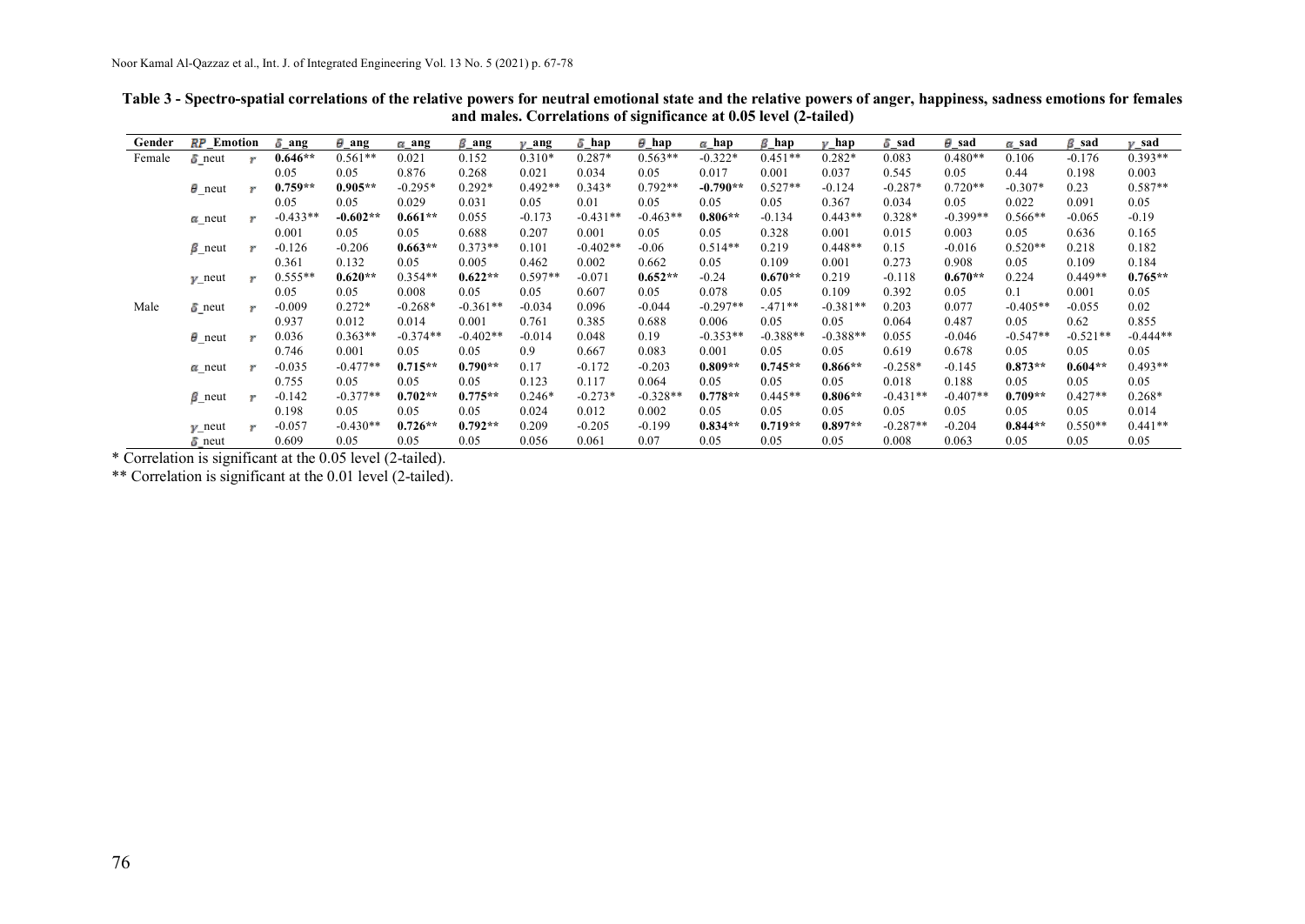**Table 3 - Spectro-spatial correlations of the relative powers for neutral emotional state and the relative powers of anger, happiness, sadness emotions for females and males. Correlations of significance at 0.05 level (2-tailed)**

| Gender | RP_Emotion | | δ_ang | θ_ang | α_ang | β_ang | γ_ang | δ_hap | θ_hap | α_hap | β_hap | γ_hap | δ_sad | θ_sad | α_sad | β_sad | γ_sad |
|---|---|---|---|---|---|---|---|---|---|---|---|---|---|---|---|---|---|
| Female | δ_neut | r | **0.646**** | 0.561** | 0.021 | 0.152 | 0.310* | 0.287* | 0.563** | -0.322* | 0.451** | 0.282* | 0.083 | 0.480** | 0.106 | -0.176 | 0.393** |
| | | | 0.05 | 0.05 | 0.876 | 0.268 | 0.021 | 0.034 | 0.05 | 0.017 | 0.001 | 0.037 | 0.545 | 0.05 | 0.44 | 0.198 | 0.003 |
| | θ_neut | r | **0.759**** | **0.905**** | -0.295* | 0.292* | 0.492** | 0.343* | 0.792** | **-0.790**** | 0.527** | -0.124 | -0.287* | 0.720** | -0.307* | 0.23 | 0.587** |
| | | | 0.05 | 0.05 | 0.029 | 0.031 | 0.05 | 0.01 | 0.05 | 0.05 | 0.05 | 0.367 | 0.034 | 0.05 | 0.022 | 0.091 | 0.05 |
| | α_neut | r | -0.433** | **-0.602**** | **0.661**** | 0.055 | -0.173 | -0.431** | -0.463** | **0.806**** | -0.134 | 0.443** | 0.328* | -0.399** | 0.566** | -0.065 | -0.19 |
| | | | 0.001 | 0.05 | 0.05 | 0.688 | 0.207 | 0.001 | 0.05 | 0.05 | 0.328 | 0.001 | 0.015 | 0.003 | 0.05 | 0.636 | 0.165 |
| | β_neut | r | -0.126 | -0.206 | **0.663**** | 0.373** | 0.101 | -0.402** | -0.06 | 0.514** | 0.219 | 0.448** | 0.15 | -0.016 | 0.520** | 0.218 | 0.182 |
| | | | 0.361 | 0.132 | 0.05 | 0.005 | 0.462 | 0.002 | 0.662 | 0.05 | 0.109 | 0.001 | 0.273 | 0.908 | 0.05 | 0.109 | 0.184 |
| | γ_neut | r | 0.555** | **0.620**** | 0.354** | **0.622**** | 0.597** | -0.071 | **0.652**** | -0.24 | **0.670**** | 0.219 | -0.118 | **0.670**** | 0.224 | 0.449** | **0.765**** |
| | | | 0.05 | 0.05 | 0.008 | 0.05 | 0.05 | 0.607 | 0.05 | 0.078 | 0.05 | 0.109 | 0.392 | 0.05 | 0.1 | 0.001 | 0.05 |
| Male | δ_neut | r | -0.009 | 0.272* | -0.268* | -0.361** | -0.034 | 0.096 | -0.044 | -0.297** | -.471** | -0.381** | 0.203 | 0.077 | -0.405** | -0.055 | 0.02 |
| | | | 0.937 | 0.012 | 0.014 | 0.001 | 0.761 | 0.385 | 0.688 | 0.006 | 0.05 | 0.05 | 0.064 | 0.487 | 0.05 | 0.62 | 0.855 |
| | θ_neut | r | 0.036 | 0.363** | -0.374** | -0.402** | -0.014 | 0.048 | 0.19 | -0.353** | -0.388** | -0.388** | 0.055 | -0.046 | -0.547** | -0.521** | -0.444** |
| | | | 0.746 | 0.001 | 0.05 | 0.05 | 0.9 | 0.667 | 0.083 | 0.001 | 0.05 | 0.05 | 0.619 | 0.678 | 0.05 | 0.05 | 0.05 |
| | α_neut | r | -0.035 | -0.477** | **0.715**** | **0.790**** | 0.17 | -0.172 | -0.203 | **0.809**** | **0.745**** | **0.866**** | -0.258* | -0.145 | **0.873**** | **0.604**** | 0.493** |
| | | | 0.755 | 0.05 | 0.05 | 0.05 | 0.123 | 0.117 | 0.064 | 0.05 | 0.05 | 0.05 | 0.018 | 0.188 | 0.05 | 0.05 | 0.05 |
| | β_neut | r | -0.142 | -0.377** | **0.702**** | **0.775**** | 0.246* | -0.273* | -0.328** | **0.778**** | 0.445** | **0.806**** | -0.431** | -0.407** | **0.709**** | 0.427** | 0.268* |
| | | | 0.198 | 0.05 | 0.05 | 0.05 | 0.024 | 0.012 | 0.002 | 0.05 | 0.05 | 0.05 | 0.05 | 0.05 | 0.05 | 0.05 | 0.014 |
| | γ_neut | r | -0.057 | -0.430** | **0.726**** | **0.792**** | 0.209 | -0.205 | -0.199 | **0.834**** | **0.719**** | **0.897**** | -0.287** | -0.204 | **0.844**** | 0.550** | 0.441** |
| | δ_neut | | 0.609 | 0.05 | 0.05 | 0.05 | 0.056 | 0.061 | 0.07 | 0.05 | 0.05 | 0.05 | 0.008 | 0.063 | 0.05 | 0.05 | 0.05 |

\* Correlation is significant at the 0.05 level (2-tailed).

** Correlation is significant at the 0.01 level (2-tailed).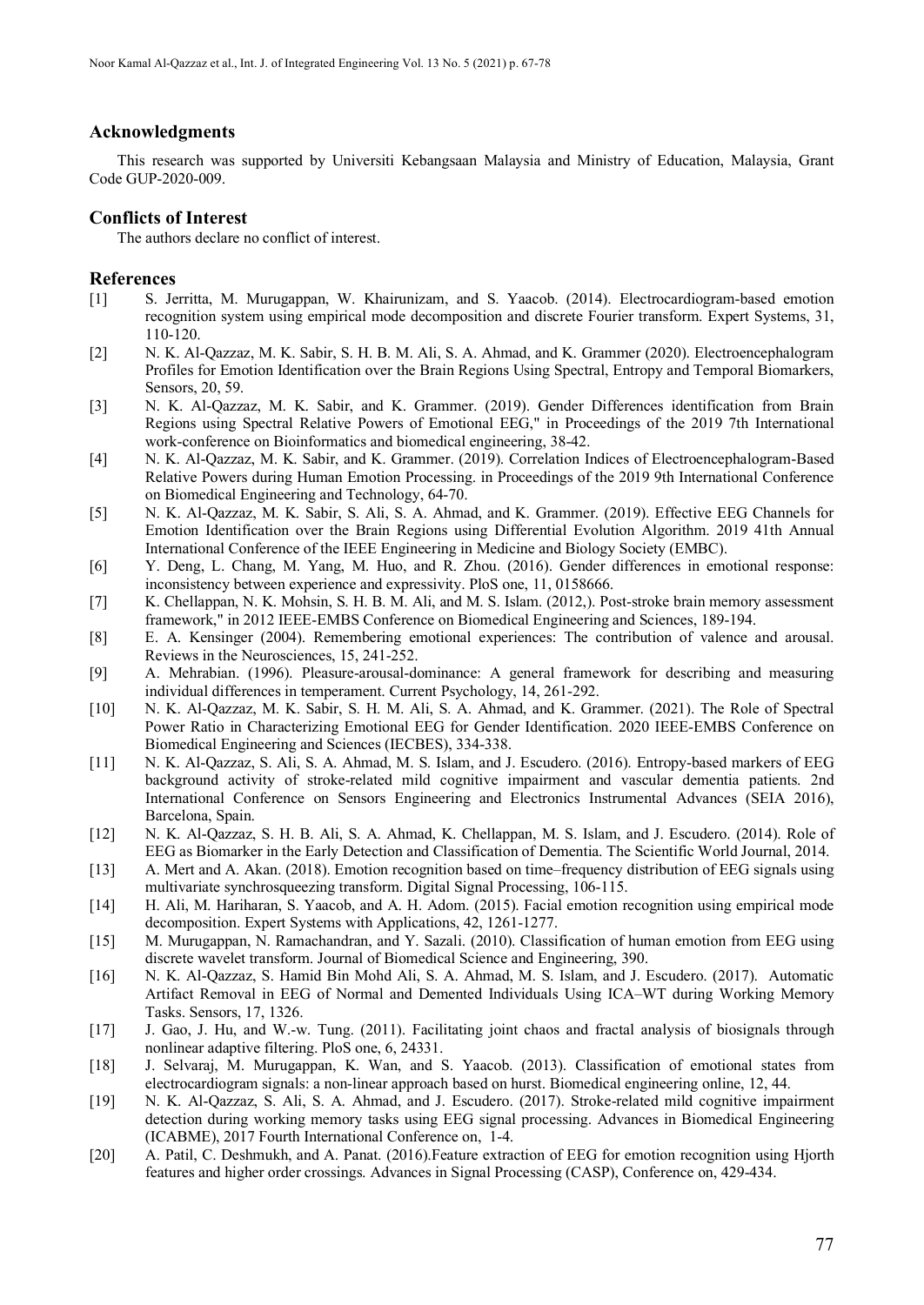## Acknowledgments

This research was supported by Universiti Kebangsaan Malaysia and Ministry of Education, Malaysia, Grant Code GUP-2020-009.

## Conflicts of Interest

The authors declare no conflict of interest.

## References

[1] S. Jerritta, M. Murugappan, W. Khairunizam, and S. Yaacob. (2014). Electrocardiogram-based emotion recognition system using empirical mode decomposition and discrete Fourier transform. Expert Systems, 31, 110-120.

[2] N. K. Al-Qazzaz, M. K. Sabir, S. H. B. M. Ali, S. A. Ahmad, and K. Grammer (2020). Electroencephalogram Profiles for Emotion Identification over the Brain Regions Using Spectral, Entropy and Temporal Biomarkers, Sensors, 20, 59.

[3] N. K. Al-Qazzaz, M. K. Sabir, and K. Grammer. (2019). Gender Differences identification from Brain Regions using Spectral Relative Powers of Emotional EEG," in Proceedings of the 2019 7th International work-conference on Bioinformatics and biomedical engineering, 38-42.

[4] N. K. Al-Qazzaz, M. K. Sabir, and K. Grammer. (2019). Correlation Indices of Electroencephalogram-Based Relative Powers during Human Emotion Processing. in Proceedings of the 2019 9th International Conference on Biomedical Engineering and Technology, 64-70.

[5] N. K. Al-Qazzaz, M. K. Sabir, S. Ali, S. A. Ahmad, and K. Grammer. (2019). Effective EEG Channels for Emotion Identification over the Brain Regions using Differential Evolution Algorithm. 2019 41th Annual International Conference of the IEEE Engineering in Medicine and Biology Society (EMBC).

[6] Y. Deng, L. Chang, M. Yang, M. Huo, and R. Zhou. (2016). Gender differences in emotional response: inconsistency between experience and expressivity. PloS one, 11, 0158666.

[7] K. Chellappan, N. K. Mohsin, S. H. B. M. Ali, and M. S. Islam. (2012,). Post-stroke brain memory assessment framework," in 2012 IEEE-EMBS Conference on Biomedical Engineering and Sciences, 189-194.

[8] E. A. Kensinger (2004). Remembering emotional experiences: The contribution of valence and arousal. Reviews in the Neurosciences, 15, 241-252.

[9] A. Mehrabian. (1996). Pleasure-arousal-dominance: A general framework for describing and measuring individual differences in temperament. Current Psychology, 14, 261-292.

[10] N. K. Al-Qazzaz, M. K. Sabir, S. H. M. Ali, S. A. Ahmad, and K. Grammer. (2021). The Role of Spectral Power Ratio in Characterizing Emotional EEG for Gender Identification. 2020 IEEE-EMBS Conference on Biomedical Engineering and Sciences (IECBES), 334-338.

[11] N. K. Al-Qazzaz, S. Ali, S. A. Ahmad, M. S. Islam, and J. Escudero. (2016). Entropy-based markers of EEG background activity of stroke-related mild cognitive impairment and vascular dementia patients. 2nd International Conference on Sensors Engineering and Electronics Instrumental Advances (SEIA 2016), Barcelona, Spain.

[12] N. K. Al-Qazzaz, S. H. B. Ali, S. A. Ahmad, K. Chellappan, M. S. Islam, and J. Escudero. (2014). Role of EEG as Biomarker in the Early Detection and Classification of Dementia. The Scientific World Journal, 2014.

[13] A. Mert and A. Akan. (2018). Emotion recognition based on time–frequency distribution of EEG signals using multivariate synchrosqueezing transform. Digital Signal Processing, 106-115.

[14] H. Ali, M. Hariharan, S. Yaacob, and A. H. Adom. (2015). Facial emotion recognition using empirical mode decomposition. Expert Systems with Applications, 42, 1261-1277.

[15] M. Murugappan, N. Ramachandran, and Y. Sazali. (2010). Classification of human emotion from EEG using discrete wavelet transform. Journal of Biomedical Science and Engineering, 390.

[16] N. K. Al-Qazzaz, S. Hamid Bin Mohd Ali, S. A. Ahmad, M. S. Islam, and J. Escudero. (2017). Automatic Artifact Removal in EEG of Normal and Demented Individuals Using ICA–WT during Working Memory Tasks. Sensors, 17, 1326.

[17] J. Gao, J. Hu, and W.-w. Tung. (2011). Facilitating joint chaos and fractal analysis of biosignals through nonlinear adaptive filtering. PloS one, 6, 24331.

[18] J. Selvaraj, M. Murugappan, K. Wan, and S. Yaacob. (2013). Classification of emotional states from electrocardiogram signals: a non-linear approach based on hurst. Biomedical engineering online, 12, 44.

[19] N. K. Al-Qazzaz, S. Ali, S. A. Ahmad, and J. Escudero. (2017). Stroke-related mild cognitive impairment detection during working memory tasks using EEG signal processing. Advances in Biomedical Engineering (ICABME), 2017 Fourth International Conference on, 1-4.

[20] A. Patil, C. Deshmukh, and A. Panat. (2016).Feature extraction of EEG for emotion recognition using Hjorth features and higher order crossings. Advances in Signal Processing (CASP), Conference on, 429-434.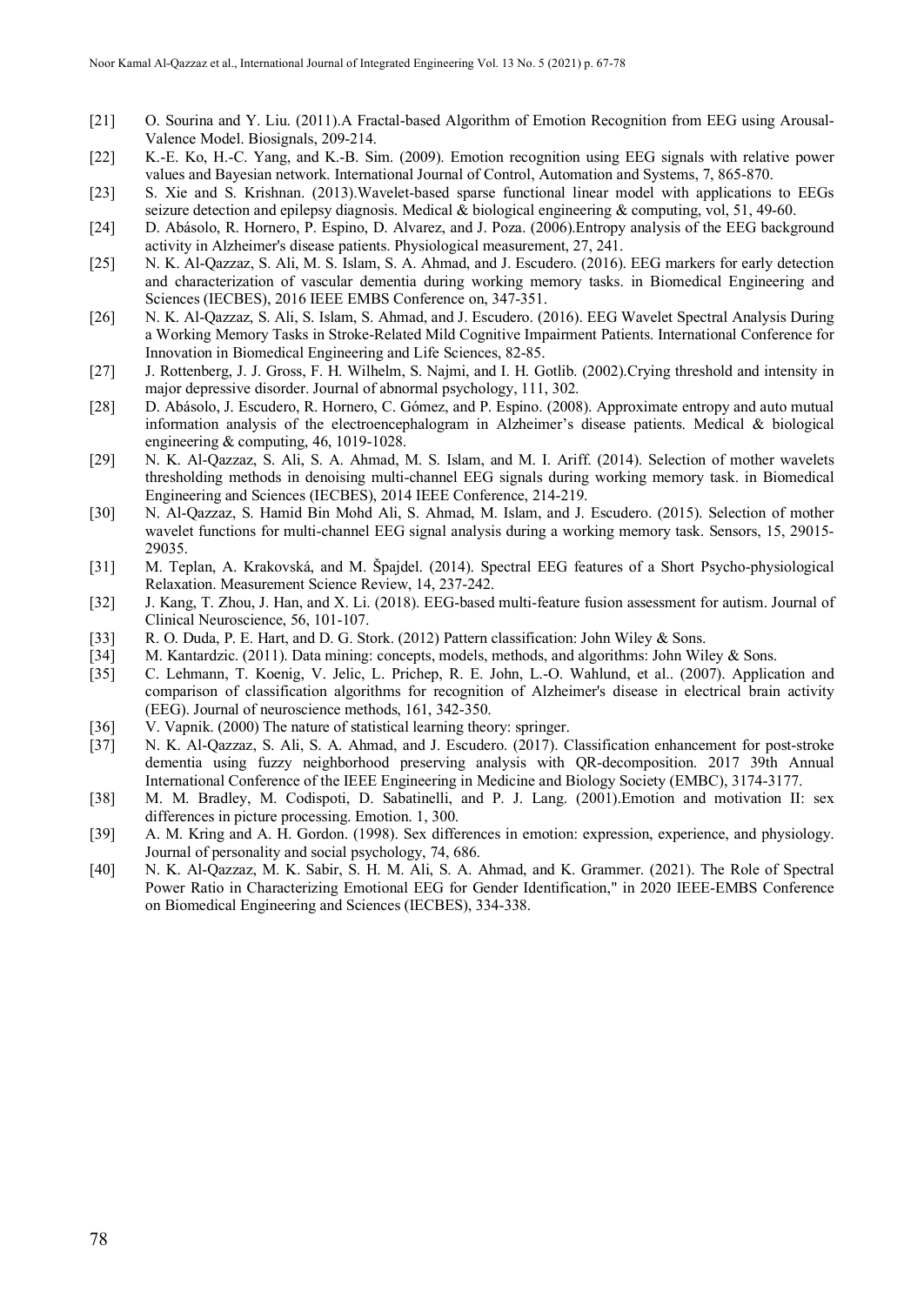[21] O. Sourina and Y. Liu. (2011).A Fractal-based Algorithm of Emotion Recognition from EEG using Arousal-Valence Model. Biosignals, 209-214.

[22] K.-E. Ko, H.-C. Yang, and K.-B. Sim. (2009). Emotion recognition using EEG signals with relative power values and Bayesian network. International Journal of Control, Automation and Systems, 7, 865-870.

[23] S. Xie and S. Krishnan. (2013).Wavelet-based sparse functional linear model with applications to EEGs seizure detection and epilepsy diagnosis. Medical & biological engineering & computing, vol, 51, 49-60.

[24] D. Abásolo, R. Hornero, P. Espino, D. Alvarez, and J. Poza. (2006).Entropy analysis of the EEG background activity in Alzheimer's disease patients. Physiological measurement, 27, 241.

[25] N. K. Al-Qazzaz, S. Ali, M. S. Islam, S. A. Ahmad, and J. Escudero. (2016). EEG markers for early detection and characterization of vascular dementia during working memory tasks. in Biomedical Engineering and Sciences (IECBES), 2016 IEEE EMBS Conference on, 347-351.

[26] N. K. Al-Qazzaz, S. Ali, S. Islam, S. Ahmad, and J. Escudero. (2016). EEG Wavelet Spectral Analysis During a Working Memory Tasks in Stroke-Related Mild Cognitive Impairment Patients. International Conference for Innovation in Biomedical Engineering and Life Sciences, 82-85.

[27] J. Rottenberg, J. J. Gross, F. H. Wilhelm, S. Najmi, and I. H. Gotlib. (2002).Crying threshold and intensity in major depressive disorder. Journal of abnormal psychology, 111, 302.

[28] D. Abásolo, J. Escudero, R. Hornero, C. Gómez, and P. Espino. (2008). Approximate entropy and auto mutual information analysis of the electroencephalogram in Alzheimer's disease patients. Medical & biological engineering & computing, 46, 1019-1028.

[29] N. K. Al-Qazzaz, S. Ali, S. A. Ahmad, M. S. Islam, and M. I. Ariff. (2014). Selection of mother wavelets thresholding methods in denoising multi-channel EEG signals during working memory task. in Biomedical Engineering and Sciences (IECBES), 2014 IEEE Conference, 214-219.

[30] N. Al-Qazzaz, S. Hamid Bin Mohd Ali, S. Ahmad, M. Islam, and J. Escudero. (2015). Selection of mother wavelet functions for multi-channel EEG signal analysis during a working memory task. Sensors, 15, 29015-29035.

[31] M. Teplan, A. Krakovská, and M. Špajdel. (2014). Spectral EEG features of a Short Psycho-physiological Relaxation. Measurement Science Review, 14, 237-242.

[32] J. Kang, T. Zhou, J. Han, and X. Li. (2018). EEG-based multi-feature fusion assessment for autism. Journal of Clinical Neuroscience, 56, 101-107.

[33] R. O. Duda, P. E. Hart, and D. G. Stork. (2012) Pattern classification: John Wiley & Sons.

[34] M. Kantardzic. (2011). Data mining: concepts, models, methods, and algorithms: John Wiley & Sons.

[35] C. Lehmann, T. Koenig, V. Jelic, L. Prichep, R. E. John, L.-O. Wahlund, et al.. (2007). Application and comparison of classification algorithms for recognition of Alzheimer's disease in electrical brain activity (EEG). Journal of neuroscience methods, 161, 342-350.

[36] V. Vapnik. (2000) The nature of statistical learning theory: springer.

[37] N. K. Al-Qazzaz, S. Ali, S. A. Ahmad, and J. Escudero. (2017). Classification enhancement for post-stroke dementia using fuzzy neighborhood preserving analysis with QR-decomposition. 2017 39th Annual International Conference of the IEEE Engineering in Medicine and Biology Society (EMBC), 3174-3177.

[38] M. M. Bradley, M. Codispoti, D. Sabatinelli, and P. J. Lang. (2001).Emotion and motivation II: sex differences in picture processing. Emotion. 1, 300.

[39] A. M. Kring and A. H. Gordon. (1998). Sex differences in emotion: expression, experience, and physiology. Journal of personality and social psychology, 74, 686.

[40] N. K. Al-Qazzaz, M. K. Sabir, S. H. M. Ali, S. A. Ahmad, and K. Grammer. (2021). The Role of Spectral Power Ratio in Characterizing Emotional EEG for Gender Identification," in 2020 IEEE-EMBS Conference on Biomedical Engineering and Sciences (IECBES), 334-338.